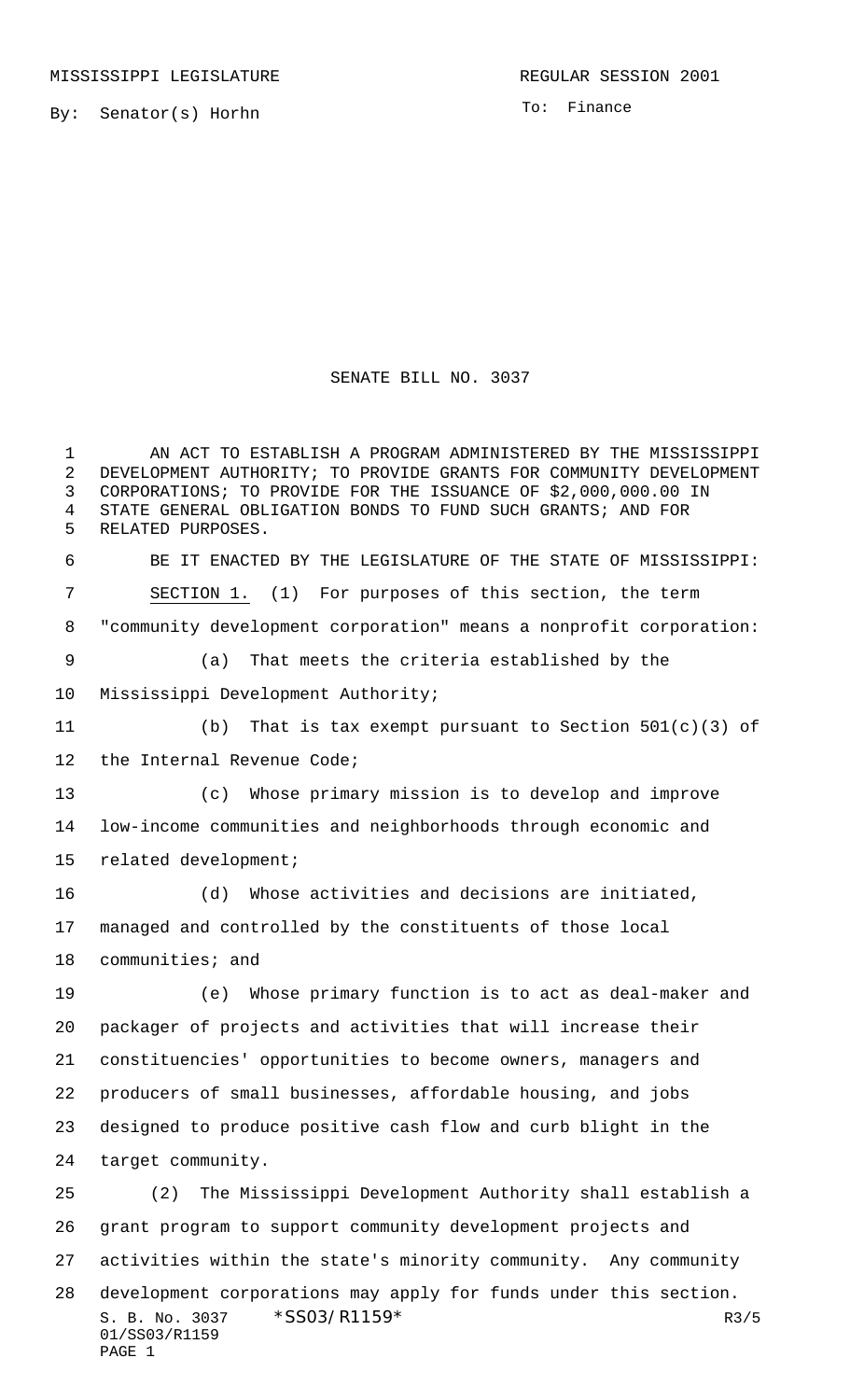MISSISSIPPI LEGISLATURE REGULAR SESSION 2001

By: Senator(s) Horhn

To: Finance

# SENATE BILL NO. 3037

AN ACT TO ESTABLISH A PROGRAM ADMINISTERED BY THE MISSISSIPPI DEVELOPMENT AUTHORITY; TO PROVIDE GRANTS FOR COMMUNITY DEVELOPMENT CORPORATIONS; TO PROVIDE FOR THE ISSUANCE OF $2,000,000.00 IN STATE GENERAL OBLIGATION BONDS TO FUND SUCH GRANTS; AND FOR RELATED PURPOSES.

BE IT ENACTED BY THE LEGISLATURE OF THE STATE OF MISSISSIPPI:

SECTION 1. (1) For purposes of this section, the term "community development corporation" means a nonprofit corporation:

(a) That meets the criteria established by the Mississippi Development Authority;

(b) That is tax exempt pursuant to Section 501(c)(3) of the Internal Revenue Code;

(c) Whose primary mission is to develop and improve low-income communities and neighborhoods through economic and related development;

(d) Whose activities and decisions are initiated, managed and controlled by the constituents of those local communities; and

(e) Whose primary function is to act as deal-maker and packager of projects and activities that will increase their constituencies' opportunities to become owners, managers and producers of small businesses, affordable housing, and jobs designed to produce positive cash flow and curb blight in the target community.

(2) The Mississippi Development Authority shall establish a grant program to support community development projects and activities within the state's minority community. Any community development corporations may apply for funds under this section.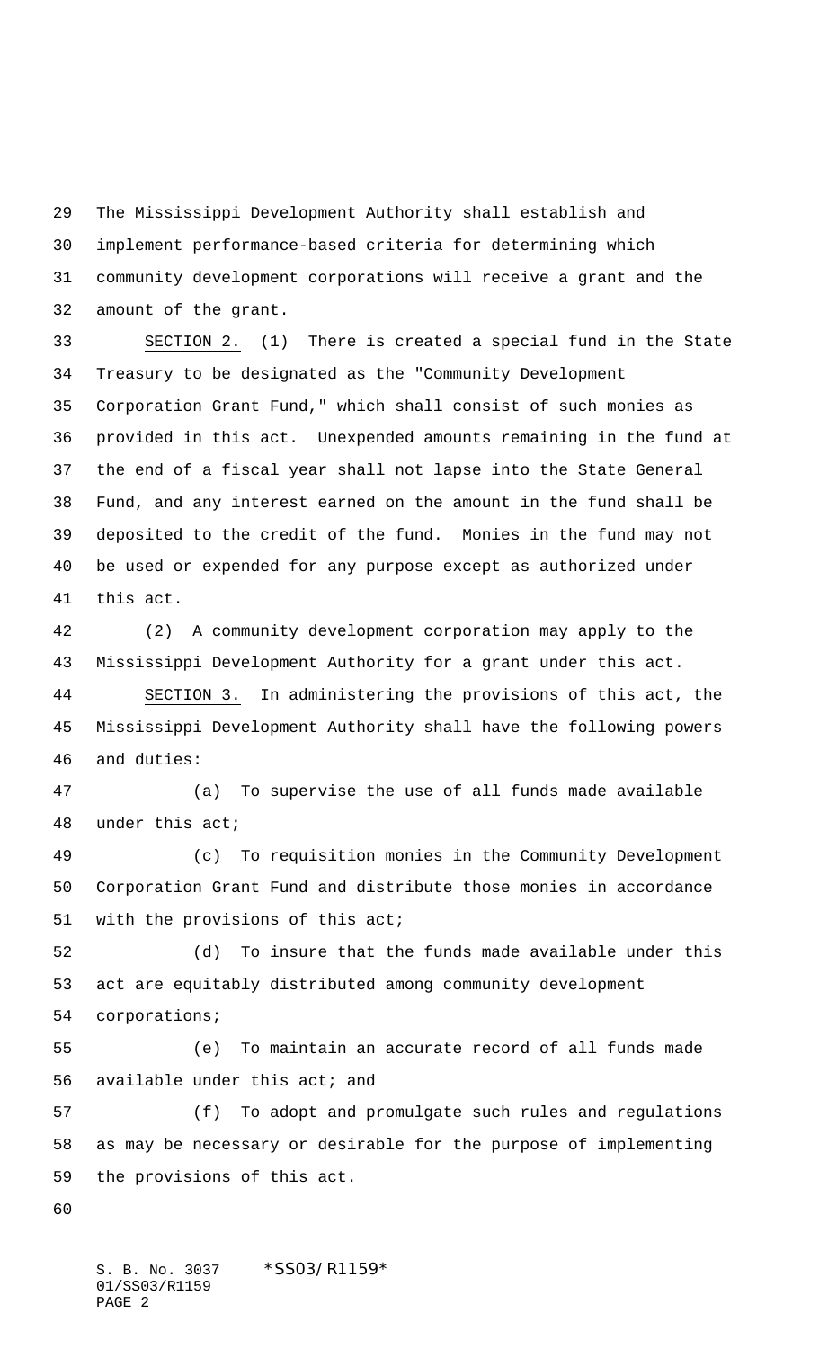The Mississippi Development Authority shall establish and implement performance-based criteria for determining which community development corporations will receive a grant and the amount of the grant.

SECTION 2. (1) There is created a special fund in the State Treasury to be designated as the "Community Development Corporation Grant Fund," which shall consist of such monies as provided in this act. Unexpended amounts remaining in the fund at the end of a fiscal year shall not lapse into the State General Fund, and any interest earned on the amount in the fund shall be deposited to the credit of the fund. Monies in the fund may not be used or expended for any purpose except as authorized under this act.

(2) A community development corporation may apply to the Mississippi Development Authority for a grant under this act.

SECTION 3. In administering the provisions of this act, the Mississippi Development Authority shall have the following powers and duties:

(a) To supervise the use of all funds made available under this act;

(c) To requisition monies in the Community Development Corporation Grant Fund and distribute those monies in accordance with the provisions of this act;

(d) To insure that the funds made available under this act are equitably distributed among community development corporations;

(e) To maintain an accurate record of all funds made available under this act; and

(f) To adopt and promulgate such rules and regulations as may be necessary or desirable for the purpose of implementing the provisions of this act.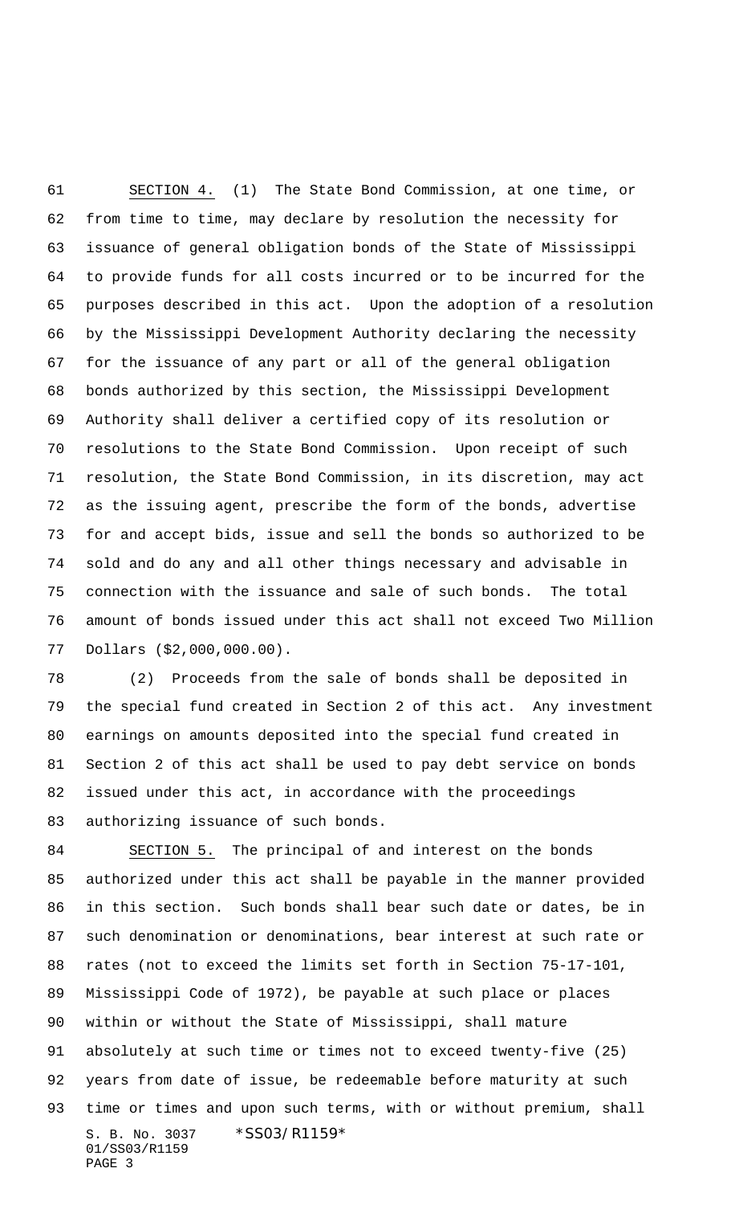SECTION 4. (1) The State Bond Commission, at one time, or from time to time, may declare by resolution the necessity for issuance of general obligation bonds of the State of Mississippi to provide funds for all costs incurred or to be incurred for the purposes described in this act. Upon the adoption of a resolution by the Mississippi Development Authority declaring the necessity for the issuance of any part or all of the general obligation bonds authorized by this section, the Mississippi Development Authority shall deliver a certified copy of its resolution or resolutions to the State Bond Commission. Upon receipt of such resolution, the State Bond Commission, in its discretion, may act as the issuing agent, prescribe the form of the bonds, advertise for and accept bids, issue and sell the bonds so authorized to be sold and do any and all other things necessary and advisable in connection with the issuance and sale of such bonds. The total amount of bonds issued under this act shall not exceed Two Million Dollars ($2,000,000.00).

(2) Proceeds from the sale of bonds shall be deposited in the special fund created in Section 2 of this act. Any investment earnings on amounts deposited into the special fund created in Section 2 of this act shall be used to pay debt service on bonds issued under this act, in accordance with the proceedings authorizing issuance of such bonds.

SECTION 5. The principal of and interest on the bonds authorized under this act shall be payable in the manner provided in this section. Such bonds shall bear such date or dates, be in such denomination or denominations, bear interest at such rate or rates (not to exceed the limits set forth in Section 75-17-101, Mississippi Code of 1972), be payable at such place or places within or without the State of Mississippi, shall mature absolutely at such time or times not to exceed twenty-five (25) years from date of issue, be redeemable before maturity at such time or times and upon such terms, with or without premium, shall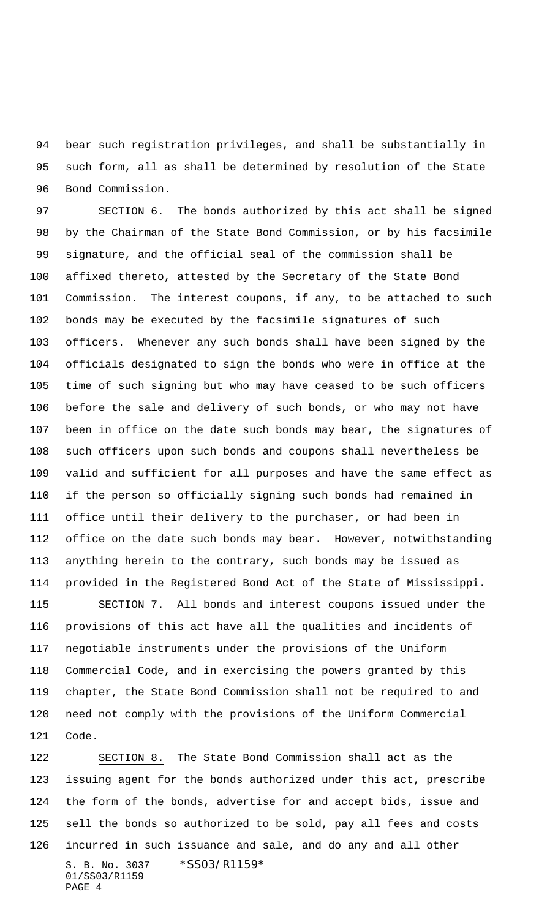bear such registration privileges, and shall be substantially in such form, all as shall be determined by resolution of the State Bond Commission.

SECTION 6. The bonds authorized by this act shall be signed by the Chairman of the State Bond Commission, or by his facsimile signature, and the official seal of the commission shall be affixed thereto, attested by the Secretary of the State Bond Commission. The interest coupons, if any, to be attached to such bonds may be executed by the facsimile signatures of such officers. Whenever any such bonds shall have been signed by the officials designated to sign the bonds who were in office at the time of such signing but who may have ceased to be such officers before the sale and delivery of such bonds, or who may not have been in office on the date such bonds may bear, the signatures of such officers upon such bonds and coupons shall nevertheless be valid and sufficient for all purposes and have the same effect as if the person so officially signing such bonds had remained in office until their delivery to the purchaser, or had been in office on the date such bonds may bear. However, notwithstanding anything herein to the contrary, such bonds may be issued as provided in the Registered Bond Act of the State of Mississippi.

SECTION 7. All bonds and interest coupons issued under the provisions of this act have all the qualities and incidents of negotiable instruments under the provisions of the Uniform Commercial Code, and in exercising the powers granted by this chapter, the State Bond Commission shall not be required to and need not comply with the provisions of the Uniform Commercial Code.

SECTION 8. The State Bond Commission shall act as the issuing agent for the bonds authorized under this act, prescribe the form of the bonds, advertise for and accept bids, issue and sell the bonds so authorized to be sold, pay all fees and costs incurred in such issuance and sale, and do any and all other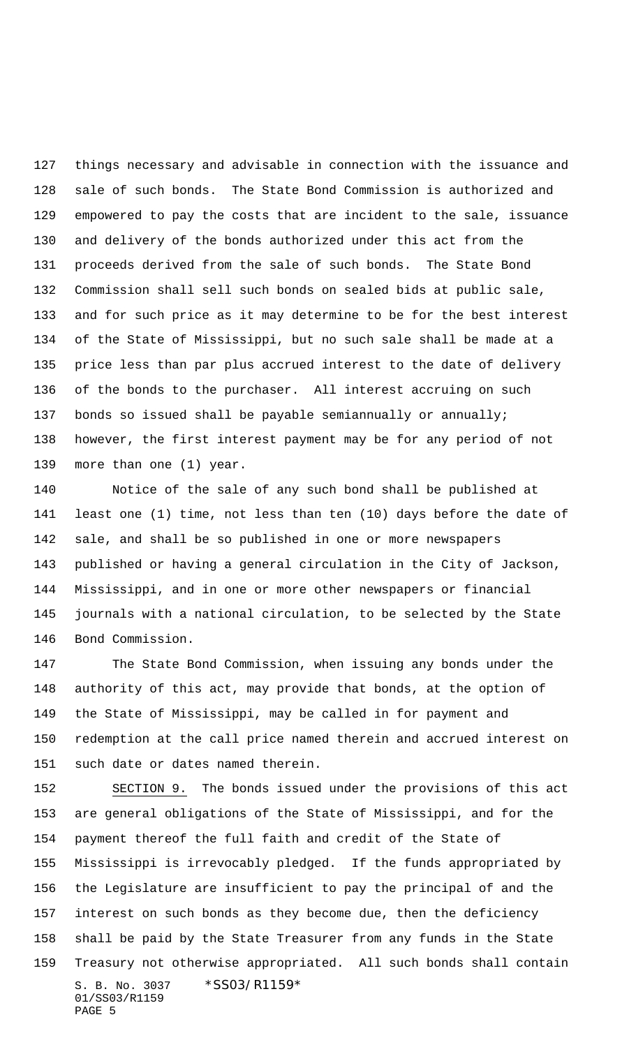things necessary and advisable in connection with the issuance and sale of such bonds. The State Bond Commission is authorized and empowered to pay the costs that are incident to the sale, issuance and delivery of the bonds authorized under this act from the proceeds derived from the sale of such bonds. The State Bond Commission shall sell such bonds on sealed bids at public sale, and for such price as it may determine to be for the best interest of the State of Mississippi, but no such sale shall be made at a price less than par plus accrued interest to the date of delivery of the bonds to the purchaser. All interest accruing on such bonds so issued shall be payable semiannually or annually; however, the first interest payment may be for any period of not more than one (1) year.

Notice of the sale of any such bond shall be published at least one (1) time, not less than ten (10) days before the date of sale, and shall be so published in one or more newspapers published or having a general circulation in the City of Jackson, Mississippi, and in one or more other newspapers or financial journals with a national circulation, to be selected by the State Bond Commission.

The State Bond Commission, when issuing any bonds under the authority of this act, may provide that bonds, at the option of the State of Mississippi, may be called in for payment and redemption at the call price named therein and accrued interest on such date or dates named therein.

SECTION 9. The bonds issued under the provisions of this act are general obligations of the State of Mississippi, and for the payment thereof the full faith and credit of the State of Mississippi is irrevocably pledged. If the funds appropriated by the Legislature are insufficient to pay the principal of and the interest on such bonds as they become due, then the deficiency shall be paid by the State Treasurer from any funds in the State Treasury not otherwise appropriated. All such bonds shall contain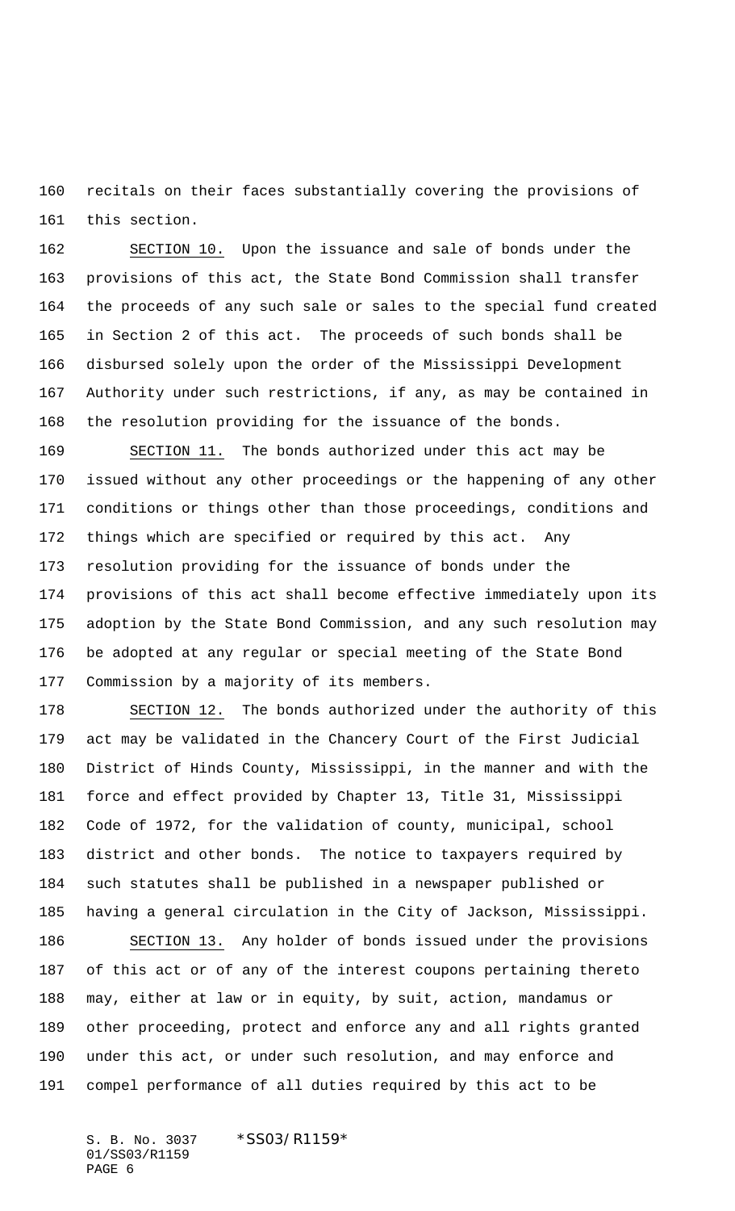recitals on their faces substantially covering the provisions of this section.

SECTION 10. Upon the issuance and sale of bonds under the provisions of this act, the State Bond Commission shall transfer the proceeds of any such sale or sales to the special fund created in Section 2 of this act. The proceeds of such bonds shall be disbursed solely upon the order of the Mississippi Development Authority under such restrictions, if any, as may be contained in the resolution providing for the issuance of the bonds.

SECTION 11. The bonds authorized under this act may be issued without any other proceedings or the happening of any other conditions or things other than those proceedings, conditions and things which are specified or required by this act. Any resolution providing for the issuance of bonds under the provisions of this act shall become effective immediately upon its adoption by the State Bond Commission, and any such resolution may be adopted at any regular or special meeting of the State Bond Commission by a majority of its members.

SECTION 12. The bonds authorized under the authority of this act may be validated in the Chancery Court of the First Judicial District of Hinds County, Mississippi, in the manner and with the force and effect provided by Chapter 13, Title 31, Mississippi Code of 1972, for the validation of county, municipal, school district and other bonds. The notice to taxpayers required by such statutes shall be published in a newspaper published or having a general circulation in the City of Jackson, Mississippi.

SECTION 13. Any holder of bonds issued under the provisions of this act or of any of the interest coupons pertaining thereto may, either at law or in equity, by suit, action, mandamus or other proceeding, protect and enforce any and all rights granted under this act, or under such resolution, and may enforce and compel performance of all duties required by this act to be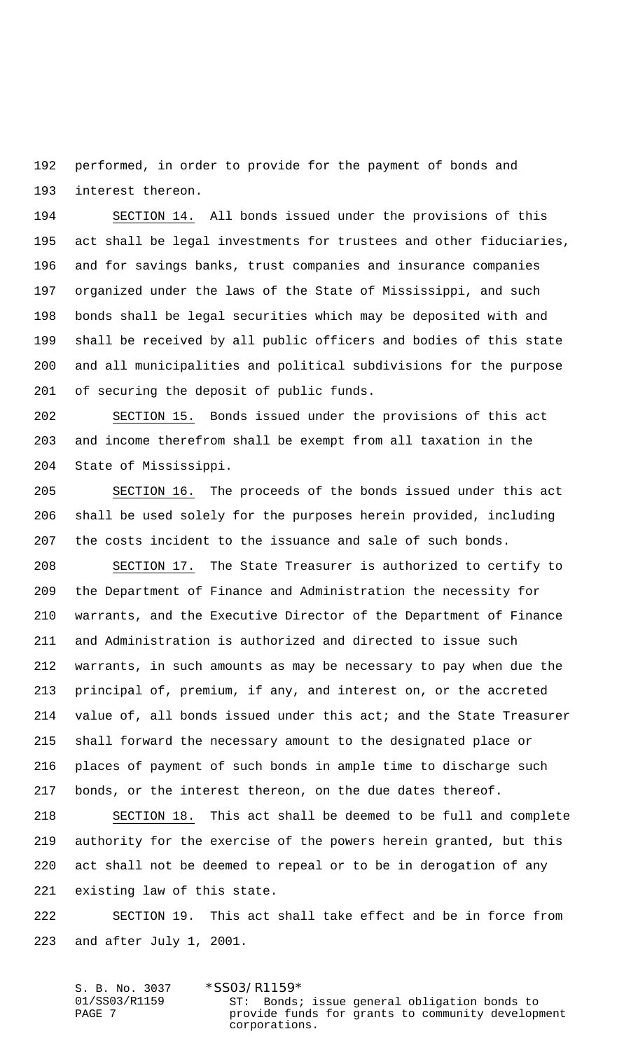performed, in order to provide for the payment of bonds and interest thereon.

SECTION 14. All bonds issued under the provisions of this act shall be legal investments for trustees and other fiduciaries, and for savings banks, trust companies and insurance companies organized under the laws of the State of Mississippi, and such bonds shall be legal securities which may be deposited with and shall be received by all public officers and bodies of this state and all municipalities and political subdivisions for the purpose of securing the deposit of public funds.

SECTION 15. Bonds issued under the provisions of this act and income therefrom shall be exempt from all taxation in the State of Mississippi.

SECTION 16. The proceeds of the bonds issued under this act shall be used solely for the purposes herein provided, including the costs incident to the issuance and sale of such bonds.

SECTION 17. The State Treasurer is authorized to certify to the Department of Finance and Administration the necessity for warrants, and the Executive Director of the Department of Finance and Administration is authorized and directed to issue such warrants, in such amounts as may be necessary to pay when due the principal of, premium, if any, and interest on, or the accreted value of, all bonds issued under this act; and the State Treasurer shall forward the necessary amount to the designated place or places of payment of such bonds in ample time to discharge such bonds, or the interest thereon, on the due dates thereof.

SECTION 18. This act shall be deemed to be full and complete authority for the exercise of the powers herein granted, but this act shall not be deemed to repeal or to be in derogation of any existing law of this state.

SECTION 19. This act shall take effect and be in force from and after July 1, 2001.